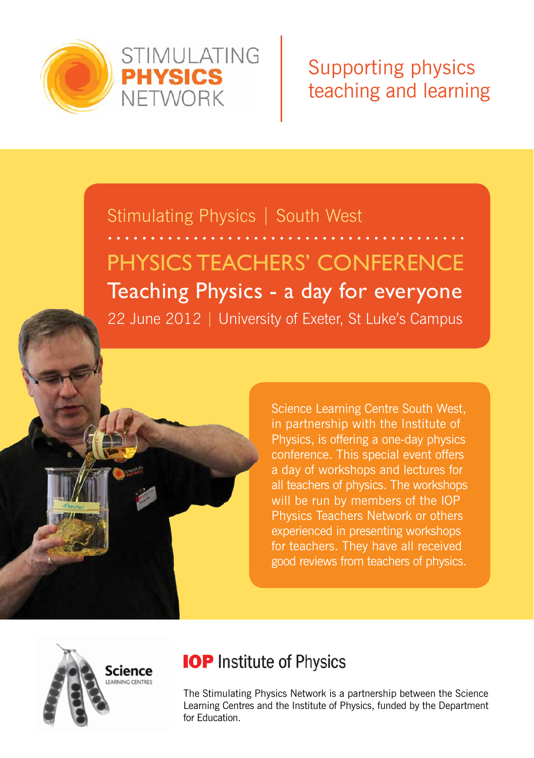STIMULATING **PHYSICS** NETWORK

Supporting physics teaching and learning

Stimulating Physics | South West

# PHYSICS TEACHERS' CONFERENCE

## Teaching Physics - a day for everyone

22 June 2012 | University of Exeter, St Luke's Campus

Science Learning Centre South West, in partnership with the Institute of Physics, is offering a one-day physics conference. This special event offers a day of workshops and lectures for all teachers of physics. The workshops will be run by members of the IOP Physics Teachers Network or others experienced in presenting workshops for teachers. They have all received good reviews from teachers of physics.

Science LEARNING CENTRES

**IOP** Institute of Physics

The Stimulating Physics Network is a partnership between the Science Learning Centres and the Institute of Physics, funded by the Department for Education.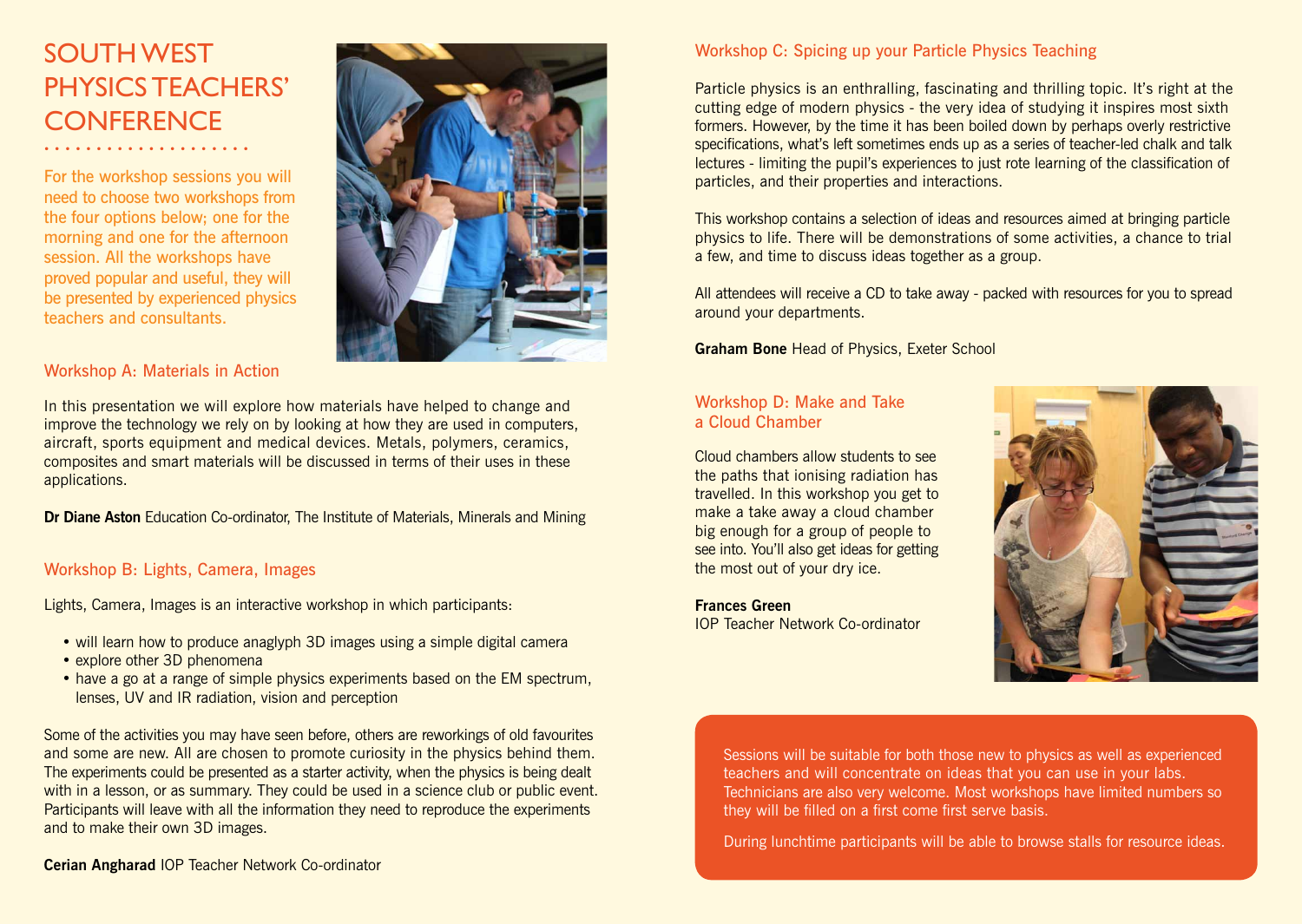# SOUTH WEST PHYSICS TEACHERS' CONFERENCE

For the workshop sessions you will need to choose two workshops from the four options below; one for the morning and one for the afternoon session. All the workshops have proved popular and useful, they will be presented by experienced physics teachers and consultants.

## Workshop A: Materials in Action

In this presentation we will explore how materials have helped to change and improve the technology we rely on by looking at how they are used in computers, aircraft, sports equipment and medical devices. Metals, polymers, ceramics, composites and smart materials will be discussed in terms of their uses in these applications.

**Dr Diane Aston** Education Co-ordinator, The Institute of Materials, Minerals and Mining

## Workshop B: Lights, Camera, Images

Lights, Camera, Images is an interactive workshop in which participants:

- will learn how to produce anaglyph 3D images using a simple digital camera
- explore other 3D phenomena
- have a go at a range of simple physics experiments based on the EM spectrum, lenses, UV and IR radiation, vision and perception

Some of the activities you may have seen before, others are reworkings of old favourites and some are new. All are chosen to promote curiosity in the physics behind them. The experiments could be presented as a starter activity, when the physics is being dealt with in a lesson, or as summary. They could be used in a science club or public event. Participants will leave with all the information they need to reproduce the experiments and to make their own 3D images.

**Cerian Angharad** IOP Teacher Network Co-ordinator

## Workshop C: Spicing up your Particle Physics Teaching

Particle physics is an enthralling, fascinating and thrilling topic. It's right at the cutting edge of modern physics - the very idea of studying it inspires most sixth formers. However, by the time it has been boiled down by perhaps overly restrictive specifications, what's left sometimes ends up as a series of teacher-led chalk and talk lectures - limiting the pupil's experiences to just rote learning of the classification of particles, and their properties and interactions.

This workshop contains a selection of ideas and resources aimed at bringing particle physics to life. There will be demonstrations of some activities, a chance to trial a few, and time to discuss ideas together as a group.

All attendees will receive a CD to take away - packed with resources for you to spread around your departments.

**Graham Bone** Head of Physics, Exeter School

## Workshop D: Make and Take a Cloud Chamber

Cloud chambers allow students to see the paths that ionising radiation has travelled. In this workshop you get to make a take away a cloud chamber big enough for a group of people to see into. You'll also get ideas for getting the most out of your dry ice.

**Frances Green**
IOP Teacher Network Co-ordinator

Sessions will be suitable for both those new to physics as well as experienced teachers and will concentrate on ideas that you can use in your labs. Technicians are also very welcome. Most workshops have limited numbers so they will be filled on a first come first serve basis.

During lunchtime participants will be able to browse stalls for resource ideas.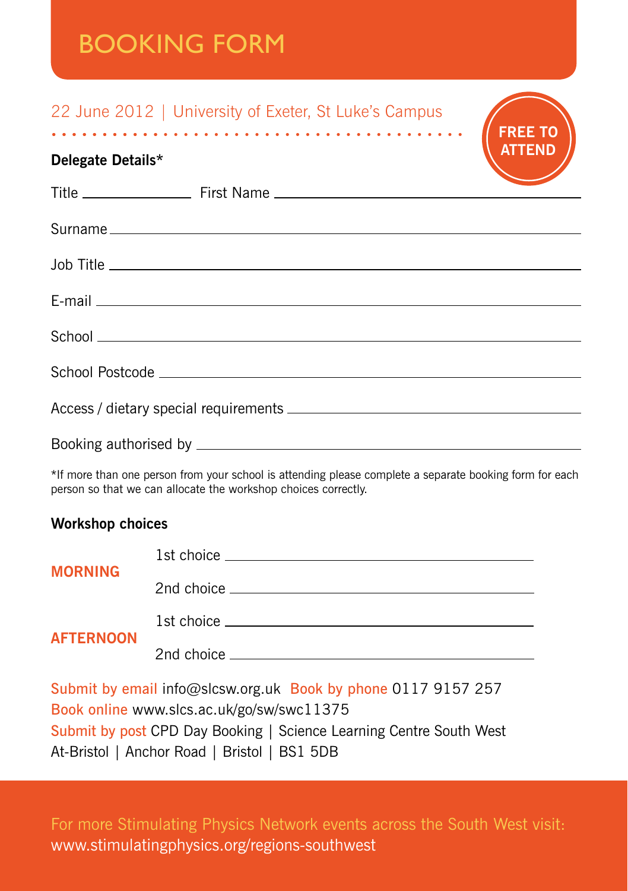# BOOKING FORM

22 June 2012 | University of Exeter, St Luke's Campus

**FREE TO ATTEND**

**Delegate Details***

Title ______________ First Name ______________________________

Surname ______________________________

Job Title ______________________________

E-mail ______________________________

School ______________________________

School Postcode ______________________________

Access / dietary special requirements ______________________________

Booking authorised by ______________________________

*If more than one person from your school is attending please complete a separate booking form for each person so that we can allocate the workshop choices correctly.

**Workshop choices**

**MORNING**

1st choice ______________________________

2nd choice ______________________________

**AFTERNOON**

1st choice ______________________________

2nd choice ______________________________

Submit by email info@slcsw.org.uk Book by phone 0117 9157 257
Book online www.slcs.ac.uk/go/sw/swc11375
Submit by post CPD Day Booking | Science Learning Centre South West
At-Bristol | Anchor Road | Bristol | BS1 5DB

For more Stimulating Physics Network events across the South West visit:
www.stimulatingphysics.org/regions-southwest